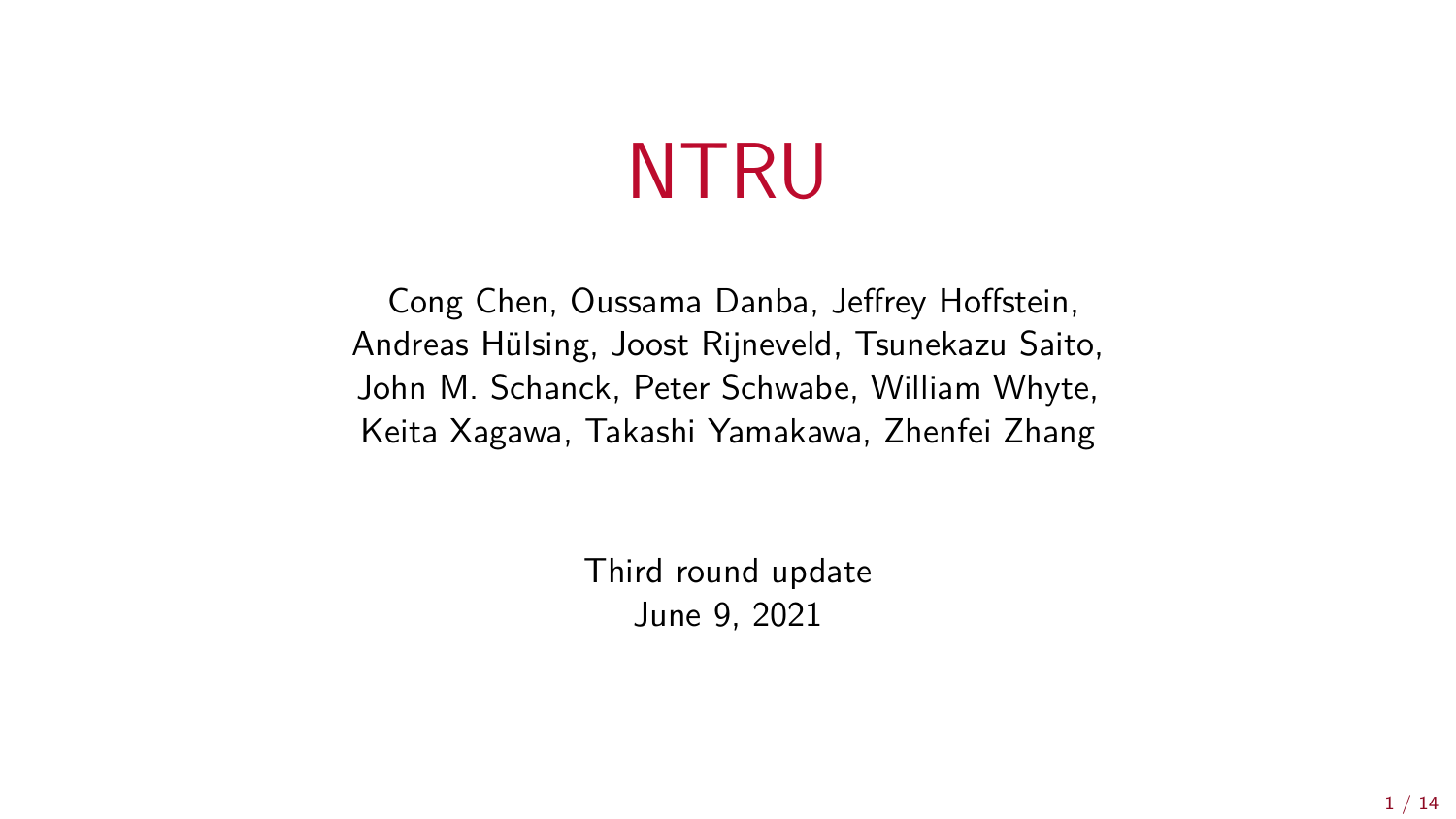# NTRU

Cong Chen, Oussama Danba, Jeffrey Hoffstein, Andreas Hülsing, Joost Rijneveld, Tsunekazu Saito, John M. Schanck, Peter Schwabe, William Whyte, Keita Xagawa, Takashi Yamakawa, Zhenfei Zhang

Third round update
June 9, 2021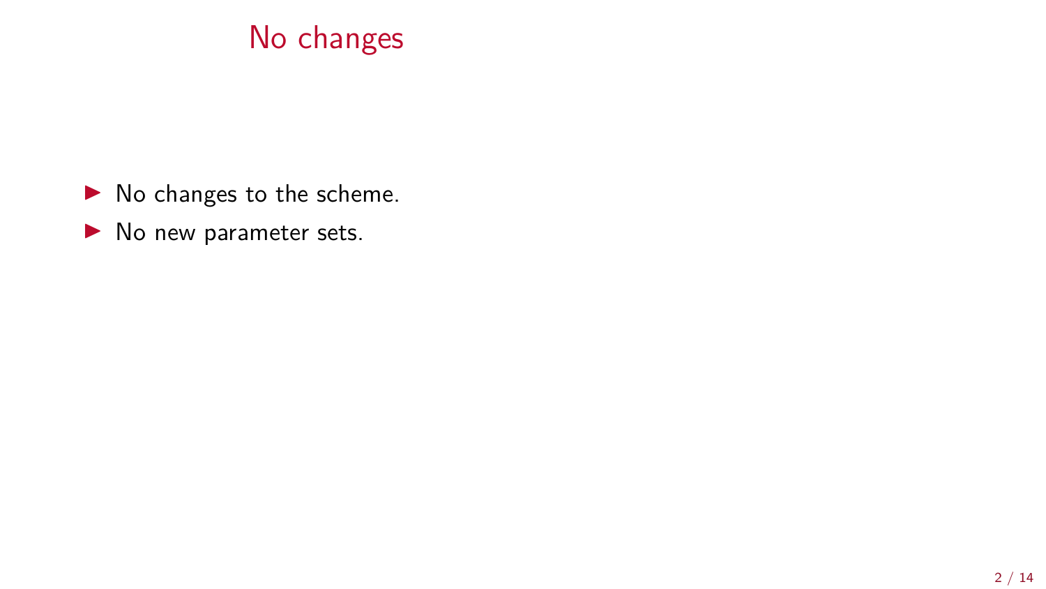# No changes

- No changes to the scheme.
- No new parameter sets.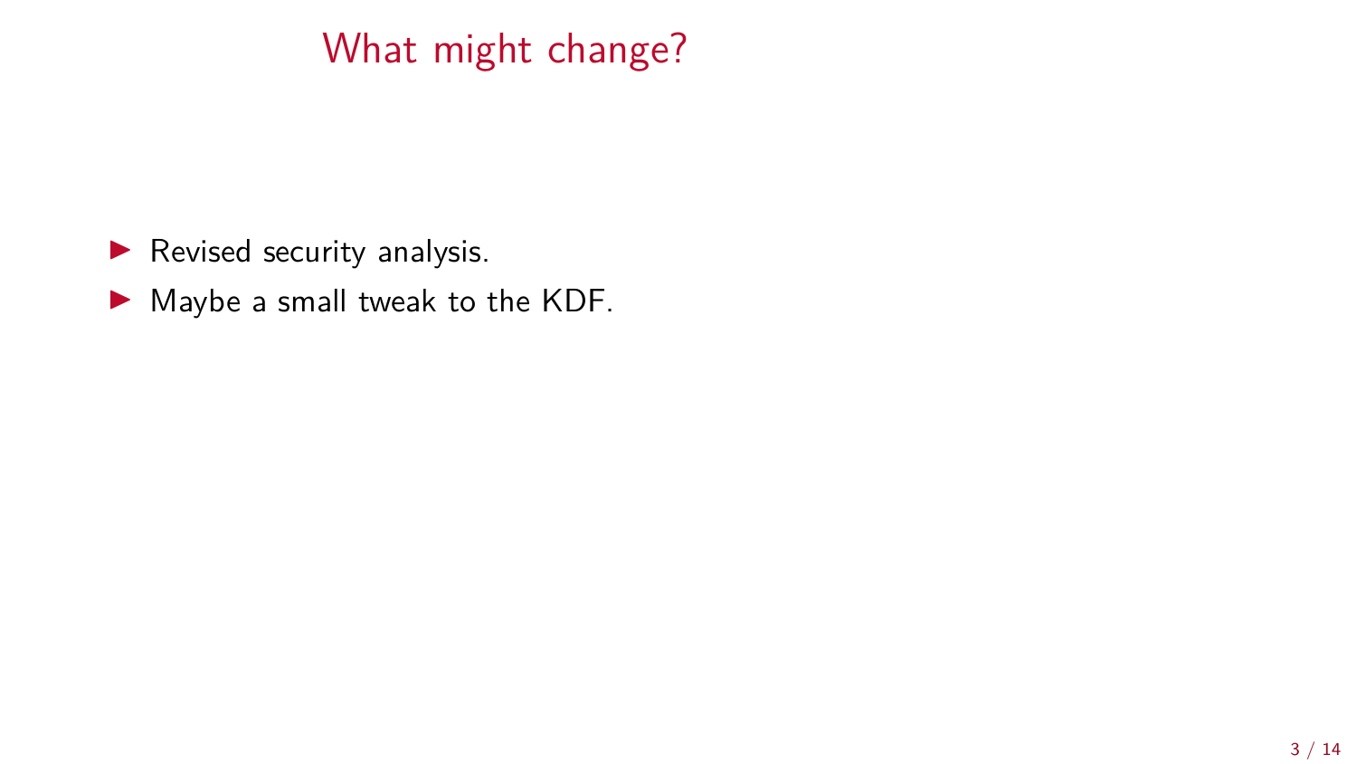# What might change?

- Revised security analysis.
- Maybe a small tweak to the KDF.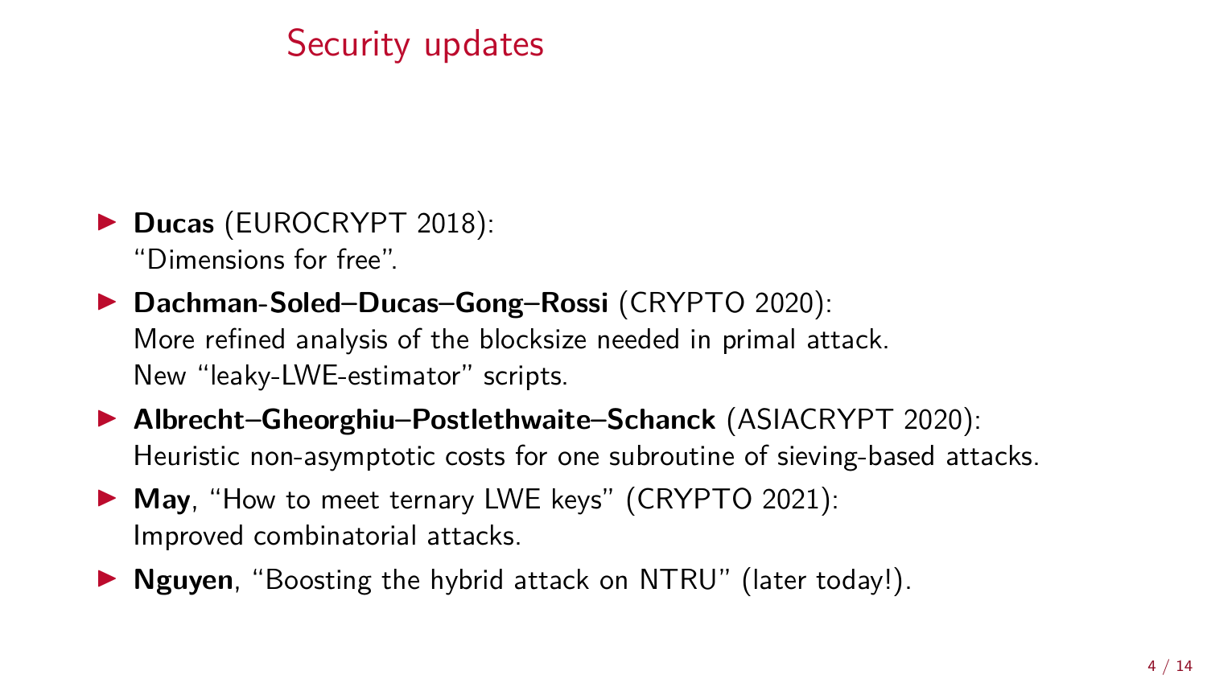# Security updates

- **Ducas** (EUROCRYPT 2018):
  "Dimensions for free".
- **Dachman-Soled–Ducas–Gong–Rossi** (CRYPTO 2020):
  More refined analysis of the blocksize needed in primal attack.
  New "leaky-LWE-estimator" scripts.
- **Albrecht–Gheorghiu–Postlethwaite–Schanck** (ASIACRYPT 2020):
  Heuristic non-asymptotic costs for one subroutine of sieving-based attacks.
- **May**, "How to meet ternary LWE keys" (CRYPTO 2021):
  Improved combinatorial attacks.
- **Nguyen**, "Boosting the hybrid attack on NTRU" (later today!).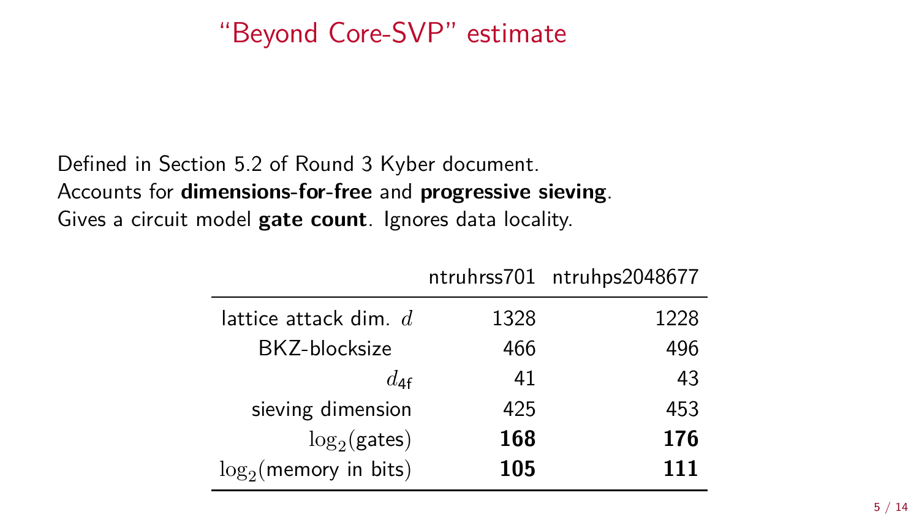# “Beyond Core-SVP” estimate

Defined in Section 5.2 of Round 3 Kyber document.
Accounts for **dimensions-for-free** and **progressive sieving**.
Gives a circuit model **gate count**. Ignores data locality.

| | ntruhrss701 | ntruhps2048677 |
|---|---|---|
| lattice attack dim. $d$ | 1328 | 1228 |
| BKZ-blocksize | 466 | 496 |
| $d_{4f}$ | 41 | 43 |
| sieving dimension | 425 | 453 |
| $\log_2$(gates) | **168** | **176** |
| $\log_2$(memory in bits) | **105** | **111** |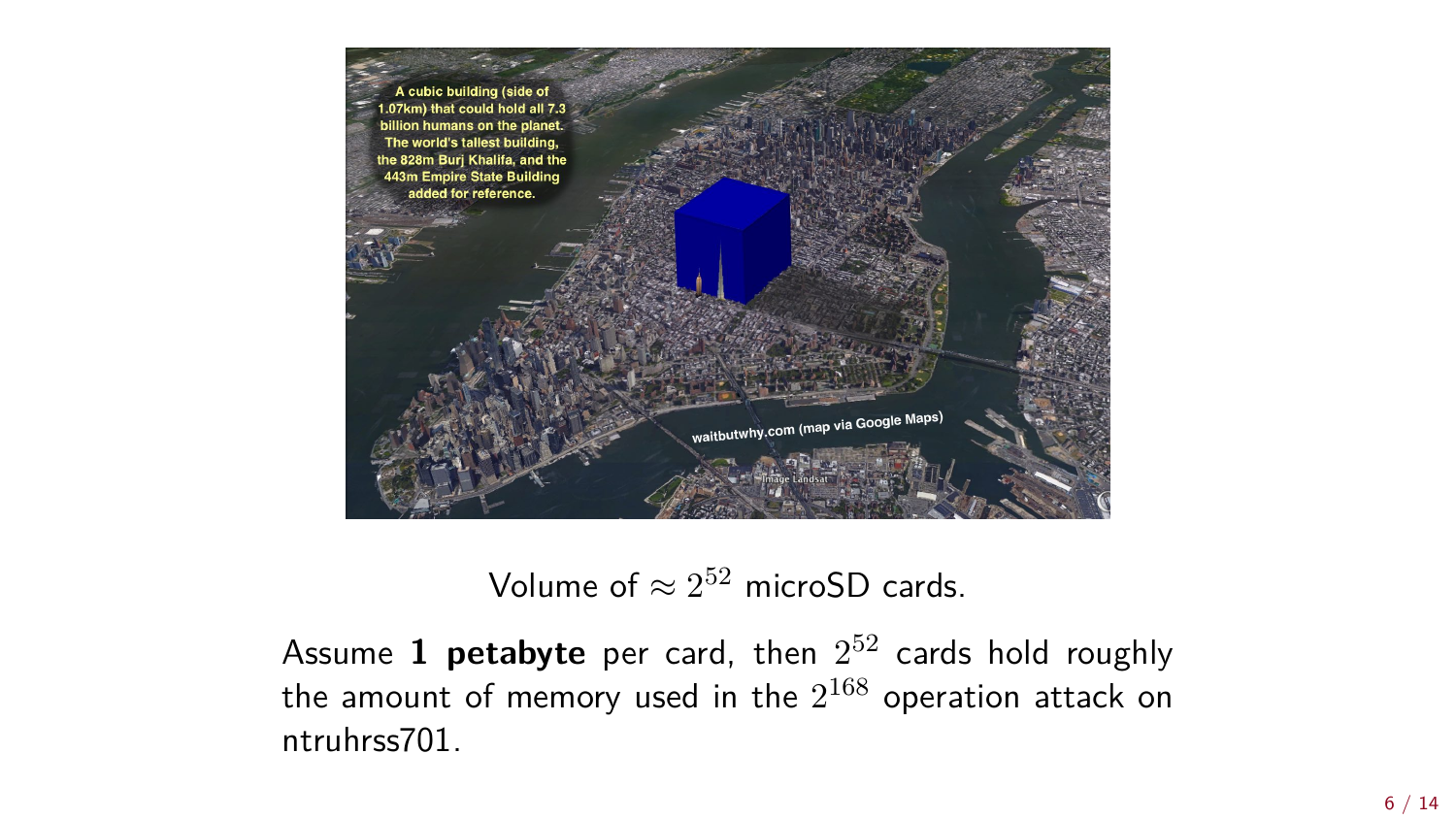Volume of $\approx 2^{52}$ microSD cards.

Assume **1 petabyte** per card, then $2^{52}$ cards hold roughly the amount of memory used in the $2^{168}$ operation attack on ntruhrss701.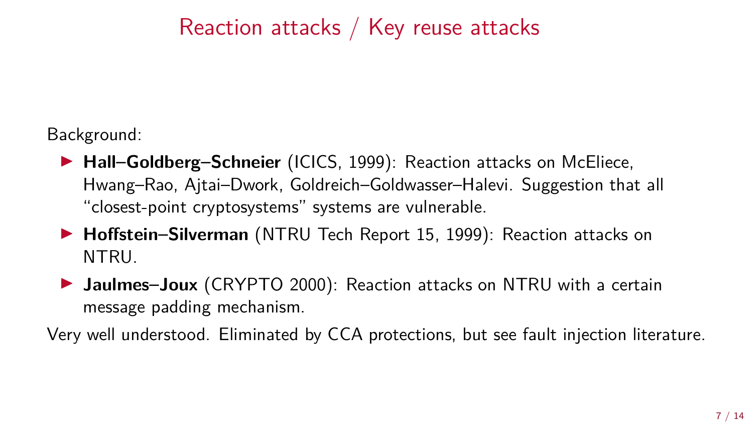# Reaction attacks / Key reuse attacks

Background:

- **Hall–Goldberg–Schneier** (ICICS, 1999): Reaction attacks on McEliece, Hwang–Rao, Ajtai–Dwork, Goldreich–Goldwasser–Halevi. Suggestion that all "closest-point cryptosystems" systems are vulnerable.
- **Hoffstein–Silverman** (NTRU Tech Report 15, 1999): Reaction attacks on NTRU.
- **Jaulmes–Joux** (CRYPTO 2000): Reaction attacks on NTRU with a certain message padding mechanism.

Very well understood. Eliminated by CCA protections, but see fault injection literature.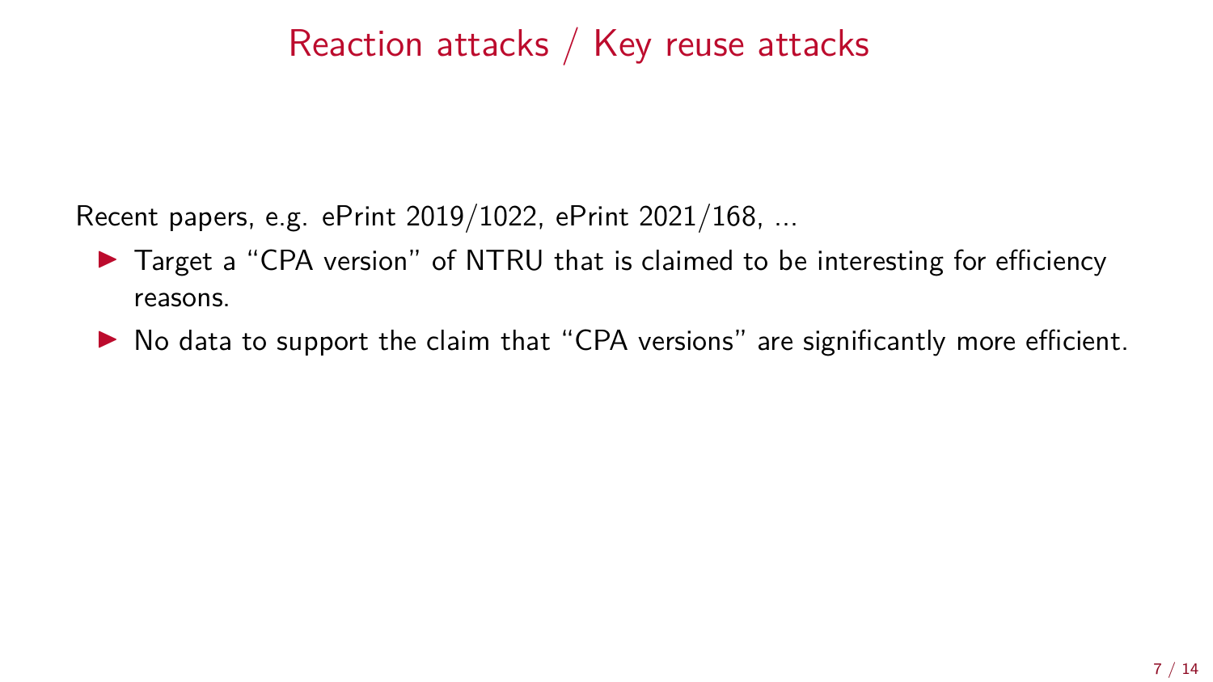# Reaction attacks / Key reuse attacks

Recent papers, e.g. ePrint 2019/1022, ePrint 2021/168, ...

- Target a "CPA version" of NTRU that is claimed to be interesting for efficiency reasons.
- No data to support the claim that "CPA versions" are significantly more efficient.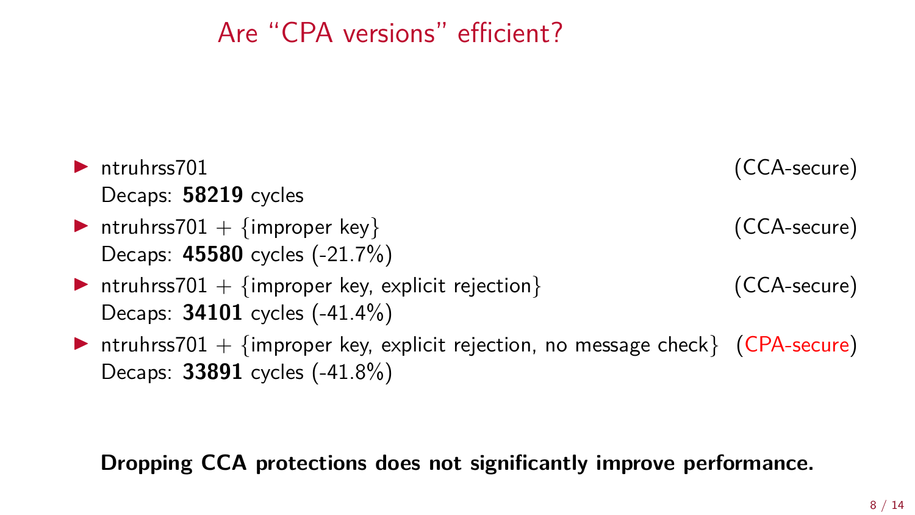# Are "CPA versions" efficient?

- ntruhrss701 (CCA-secure)
  Decaps: **58219** cycles
- ntruhrss701 + {improper key} (CCA-secure)
  Decaps: **45580** cycles (-21.7%)
- ntruhrss701 + {improper key, explicit rejection} (CCA-secure)
  Decaps: **34101** cycles (-41.4%)
- ntruhrss701 + {improper key, explicit rejection, no message check} (CPA-secure)
  Decaps: **33891** cycles (-41.8%)

**Dropping CCA protections does not significantly improve performance.**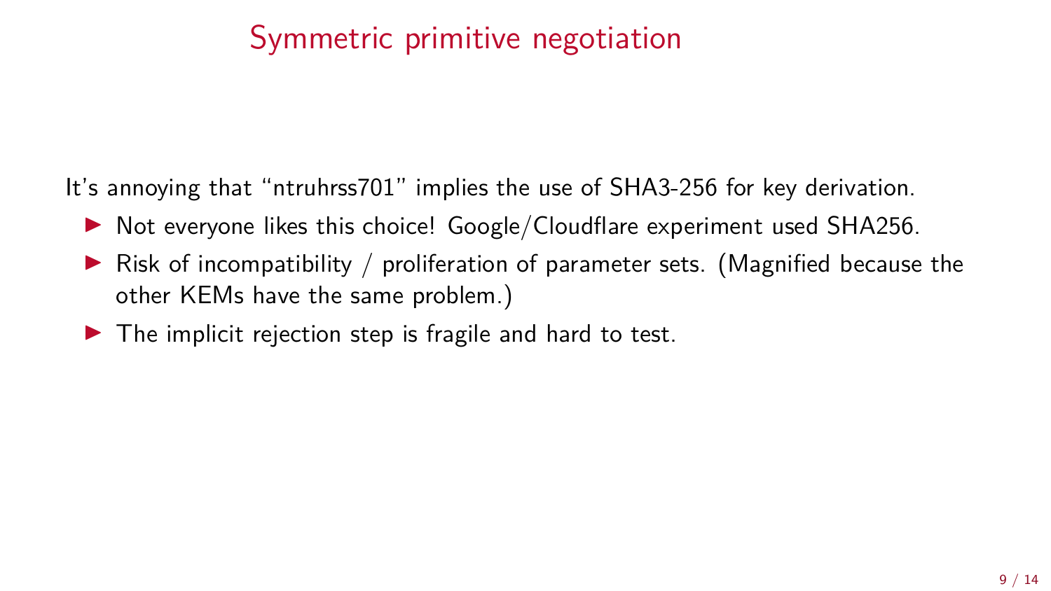# Symmetric primitive negotiation

It's annoying that "ntruhrss701" implies the use of SHA3-256 for key derivation.

- Not everyone likes this choice! Google/Cloudflare experiment used SHA256.
- Risk of incompatibility / proliferation of parameter sets. (Magnified because the other KEMs have the same problem.)
- The implicit rejection step is fragile and hard to test.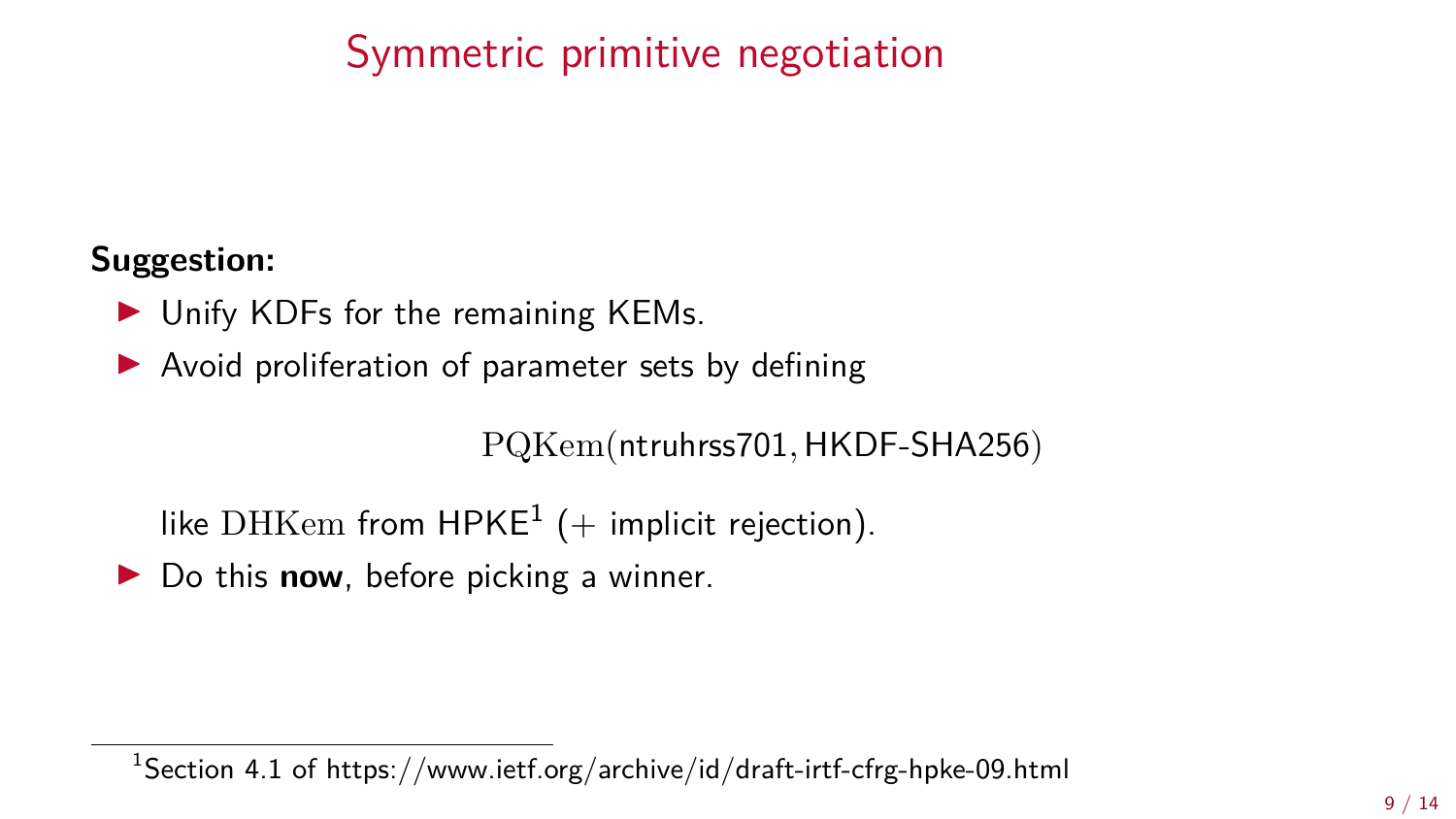# Symmetric primitive negotiation

**Suggestion:**

- Unify KDFs for the remaining KEMs.
- Avoid proliferation of parameter sets by defining

$$\mathrm{PQKem}(\textsf{ntruhrss701}, \textsf{HKDF-SHA256})$$

  like $\mathrm{DHKem}$ from HPKE[1] (+ implicit rejection).
- Do this **now**, before picking a winner.

[1] Section 4.1 of https://www.ietf.org/archive/id/draft-irtf-cfrg-hpke-09.html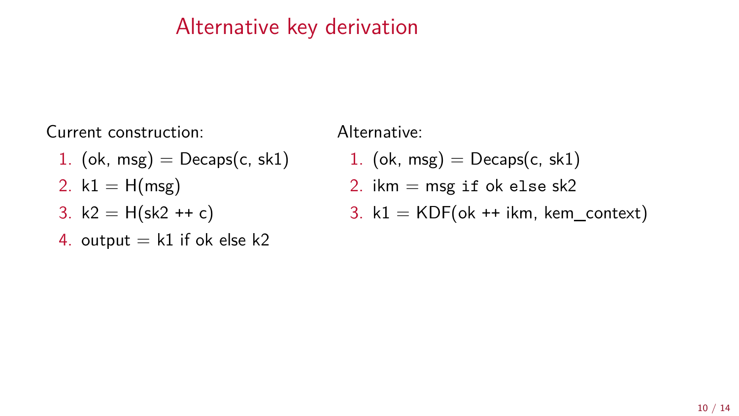# Alternative key derivation

Current construction:

1. (ok, msg) = Decaps(c, sk1)
2. k1 = H(msg)
3. k2 = H(sk2 ++ c)
4. output = k1 if ok else k2

Alternative:

1. (ok, msg) = Decaps(c, sk1)
2. ikm = msg `if` ok `else` sk2
3. k1 = KDF(ok ++ ikm, kem_context)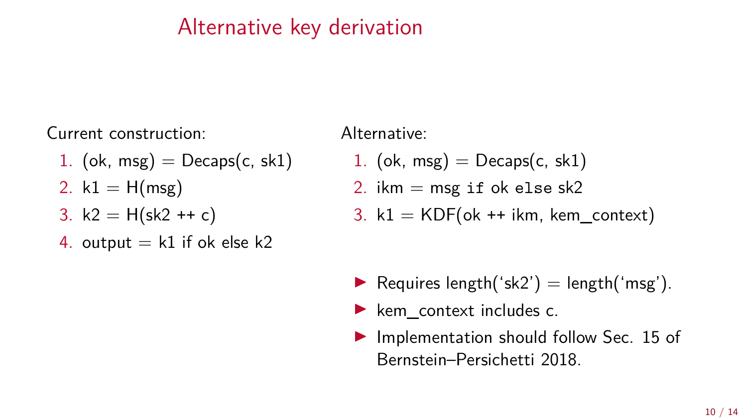# Alternative key derivation

Current construction:

1. (ok, msg) = Decaps(c, sk1)
2. k1 = H(msg)
3. k2 = H(sk2 ++ c)
4. output = k1 if ok else k2

Alternative:

1. (ok, msg) = Decaps(c, sk1)
2. ikm = msg `if` ok `else` sk2
3. k1 = KDF(ok ++ ikm, kem_context)

- Requires length('sk2') = length('msg').
- kem_context includes c.
- Implementation should follow Sec. 15 of Bernstein–Persichetti 2018.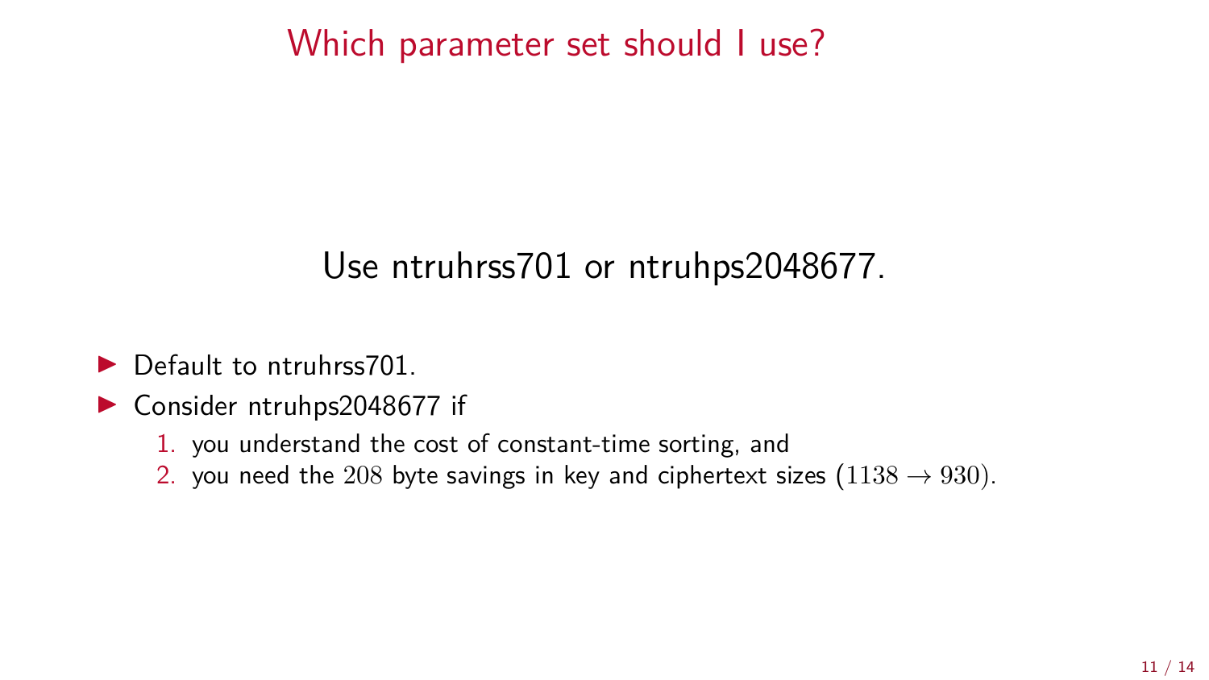# Which parameter set should I use?

Use ntruhrss701 or ntruhps2048677.

- Default to ntruhrss701.
- Consider ntruhps2048677 if
  1. you understand the cost of constant-time sorting, and
  2. you need the $208$ byte savings in key and ciphertext sizes ($1138 \to 930$).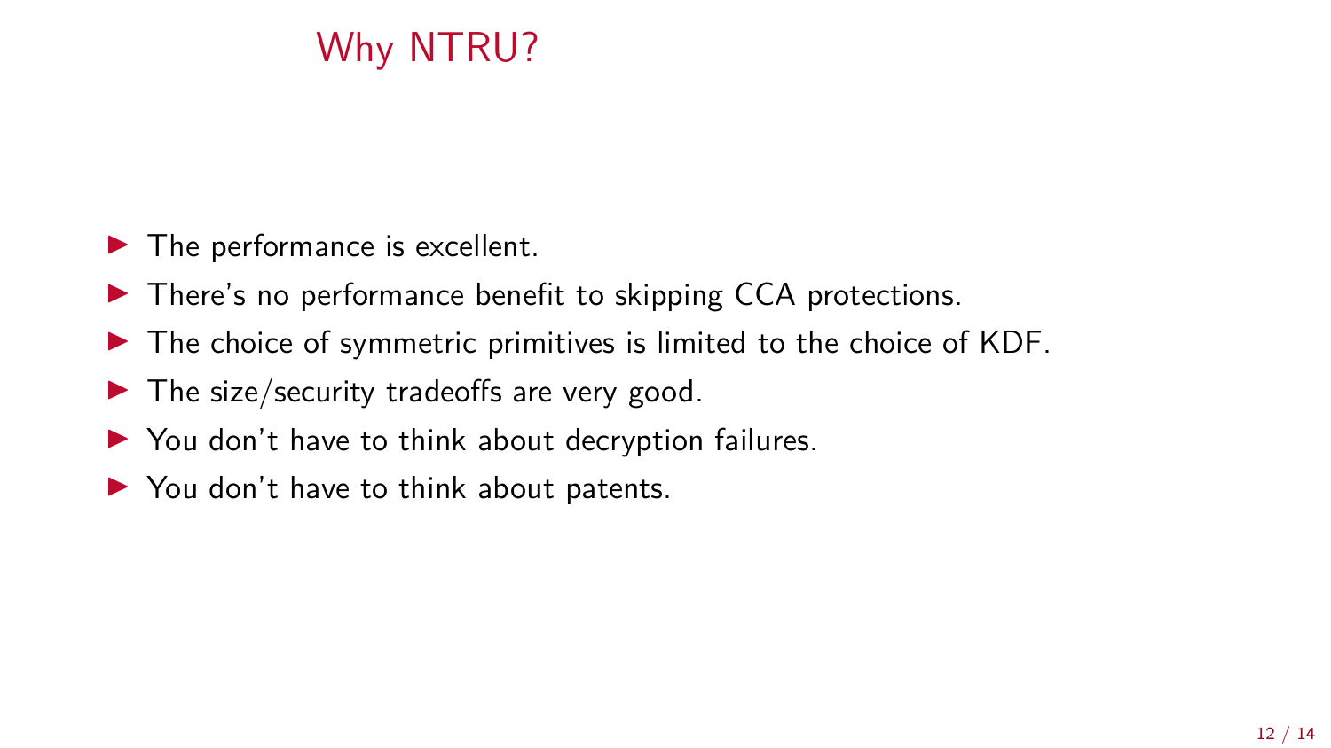# Why NTRU?

- The performance is excellent.
- There's no performance benefit to skipping CCA protections.
- The choice of symmetric primitives is limited to the choice of KDF.
- The size/security tradeoffs are very good.
- You don't have to think about decryption failures.
- You don't have to think about patents.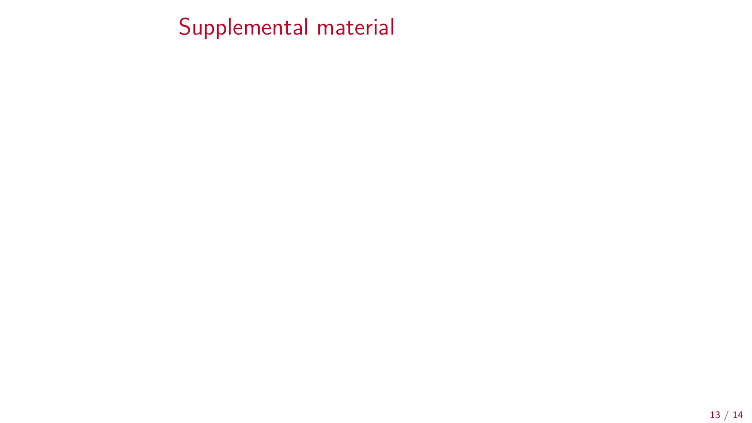# Supplemental material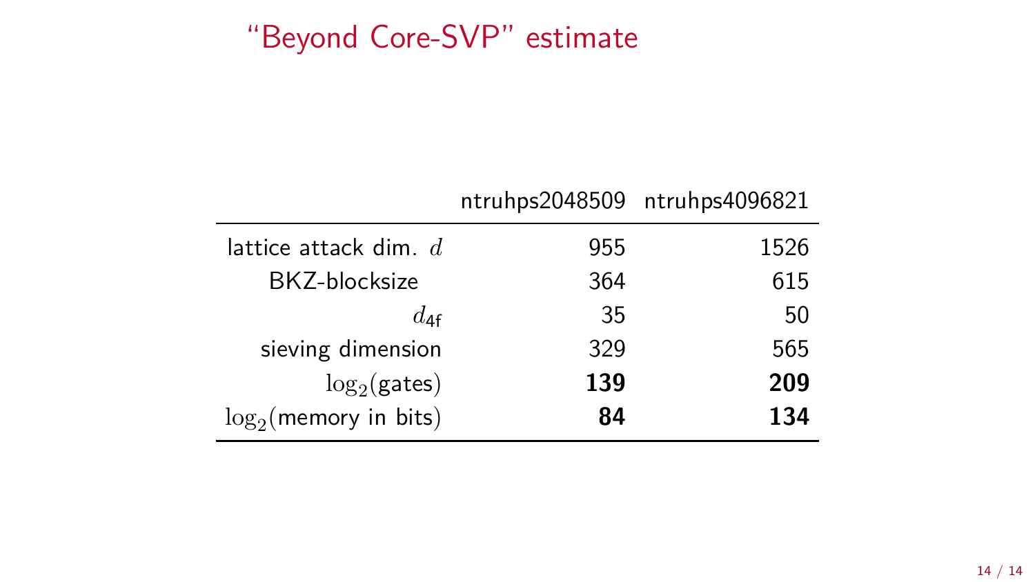# “Beyond Core-SVP” estimate

| | ntruhps2048509 | ntruhps4096821 |
|---|---|---|
| lattice attack dim. $d$ | 955 | 1526 |
| BKZ-blocksize | 364 | 615 |
| $d_{\text{4f}}$ | 35 | 50 |
| sieving dimension | 329 | 565 |
| $\log_2$(gates) | **139** | **209** |
| $\log_2$(memory in bits) | **84** | **134** |